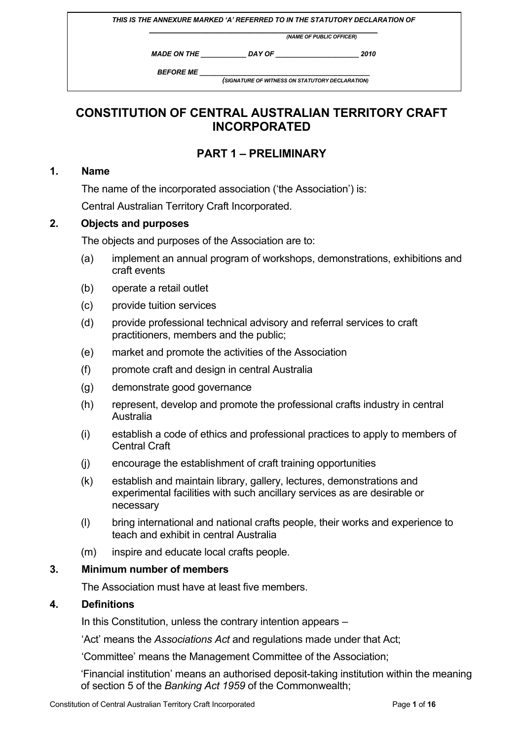THIS IS THE ANNEXURE MARKED 'A' REFERRED TO IN THE STATUTORY DECLARATION OF

\_\_\_\_\_\_\_\_\_\_\_\_\_\_\_\_\_\_\_\_\_\_\_\_\_\_\_\_\_\_\_\_\_\_\_\_\_\_\_\_\_\_\_\_
(NAME OF PUBLIC OFFICER)

MADE ON THE \_\_\_\_\_\_\_\_\_\_\_ DAY OF \_\_\_\_\_\_\_\_\_\_\_\_\_\_\_\_\_\_\_\_ 2010

BEFORE ME \_\_\_\_\_\_\_\_\_\_\_\_\_\_\_\_\_\_\_\_\_\_\_\_\_\_\_\_\_\_\_\_\_\_\_\_\_\_\_\_\_\_\_\_
(SIGNATURE OF WITNESS ON STATUTORY DECLARATION)

# CONSTITUTION OF CENTRAL AUSTRALIAN TERRITORY CRAFT INCORPORATED

## PART 1 – PRELIMINARY

### 1. Name

The name of the incorporated association ('the Association') is:

Central Australian Territory Craft Incorporated.

### 2. Objects and purposes

The objects and purposes of the Association are to:

(a) implement an annual program of workshops, demonstrations, exhibitions and craft events

(b) operate a retail outlet

(c) provide tuition services

(d) provide professional technical advisory and referral services to craft practitioners, members and the public;

(e) market and promote the activities of the Association

(f) promote craft and design in central Australia

(g) demonstrate good governance

(h) represent, develop and promote the professional crafts industry in central Australia

(i) establish a code of ethics and professional practices to apply to members of Central Craft

(j) encourage the establishment of craft training opportunities

(k) establish and maintain library, gallery, lectures, demonstrations and experimental facilities with such ancillary services as are desirable or necessary

(l) bring international and national crafts people, their works and experience to teach and exhibit in central Australia

(m) inspire and educate local crafts people.

### 3. Minimum number of members

The Association must have at least five members.

### 4. Definitions

In this Constitution, unless the contrary intention appears –

'Act' means the *Associations Act* and regulations made under that Act;

'Committee' means the Management Committee of the Association;

'Financial institution' means an authorised deposit-taking institution within the meaning of section 5 of the *Banking Act 1959* of the Commonwealth;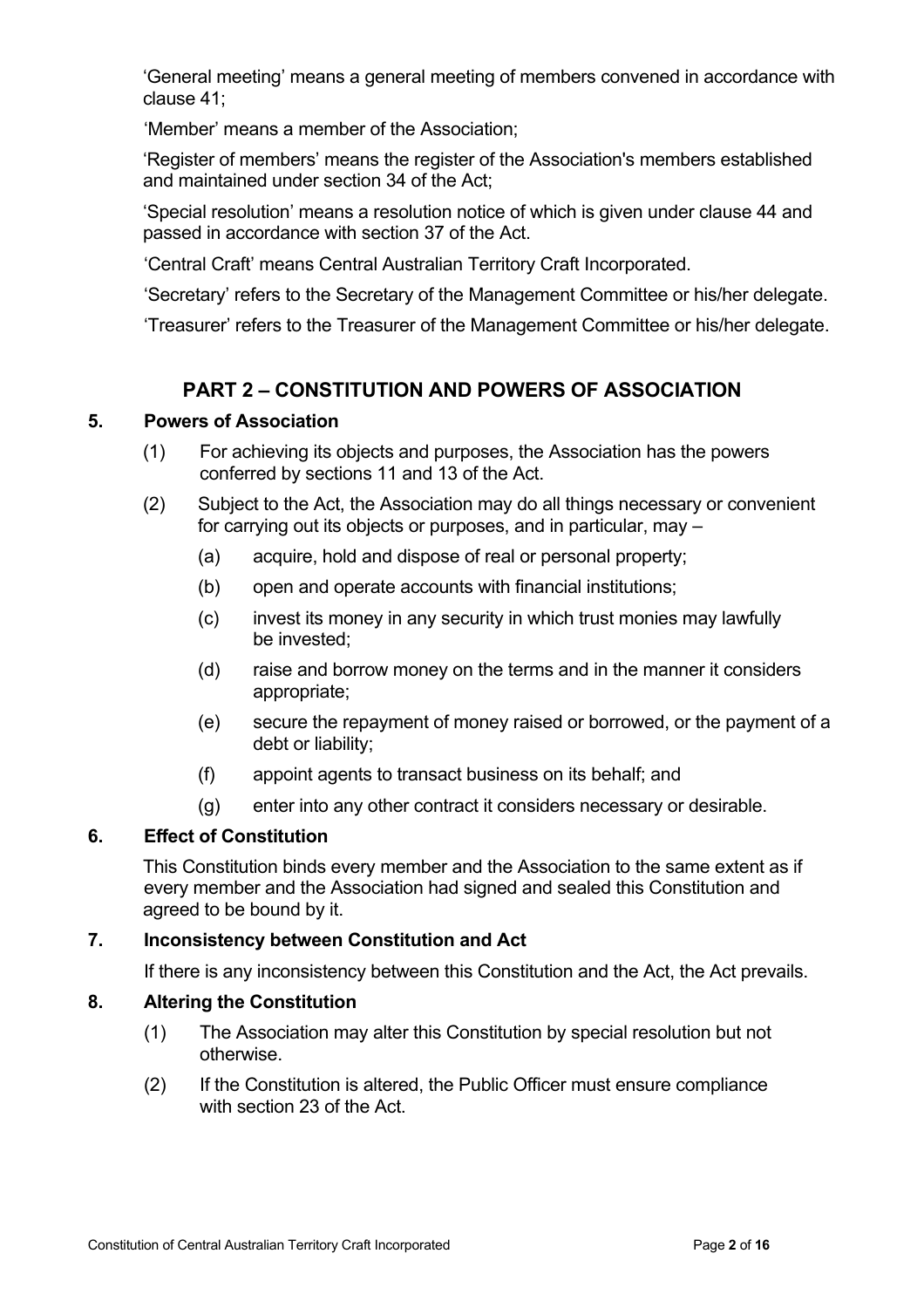'General meeting' means a general meeting of members convened in accordance with clause 41;

'Member' means a member of the Association;

'Register of members' means the register of the Association's members established and maintained under section 34 of the Act;

'Special resolution' means a resolution notice of which is given under clause 44 and passed in accordance with section 37 of the Act.

'Central Craft' means Central Australian Territory Craft Incorporated.

'Secretary' refers to the Secretary of the Management Committee or his/her delegate.

'Treasurer' refers to the Treasurer of the Management Committee or his/her delegate.

## PART 2 – CONSTITUTION AND POWERS OF ASSOCIATION

### 5. Powers of Association

(1) For achieving its objects and purposes, the Association has the powers conferred by sections 11 and 13 of the Act.

(2) Subject to the Act, the Association may do all things necessary or convenient for carrying out its objects or purposes, and in particular, may –

  (a) acquire, hold and dispose of real or personal property;

  (b) open and operate accounts with financial institutions;

  (c) invest its money in any security in which trust monies may lawfully be invested;

  (d) raise and borrow money on the terms and in the manner it considers appropriate;

  (e) secure the repayment of money raised or borrowed, or the payment of a debt or liability;

  (f) appoint agents to transact business on its behalf; and

  (g) enter into any other contract it considers necessary or desirable.

### 6. Effect of Constitution

This Constitution binds every member and the Association to the same extent as if every member and the Association had signed and sealed this Constitution and agreed to be bound by it.

### 7. Inconsistency between Constitution and Act

If there is any inconsistency between this Constitution and the Act, the Act prevails.

### 8. Altering the Constitution

(1) The Association may alter this Constitution by special resolution but not otherwise.

(2) If the Constitution is altered, the Public Officer must ensure compliance with section 23 of the Act.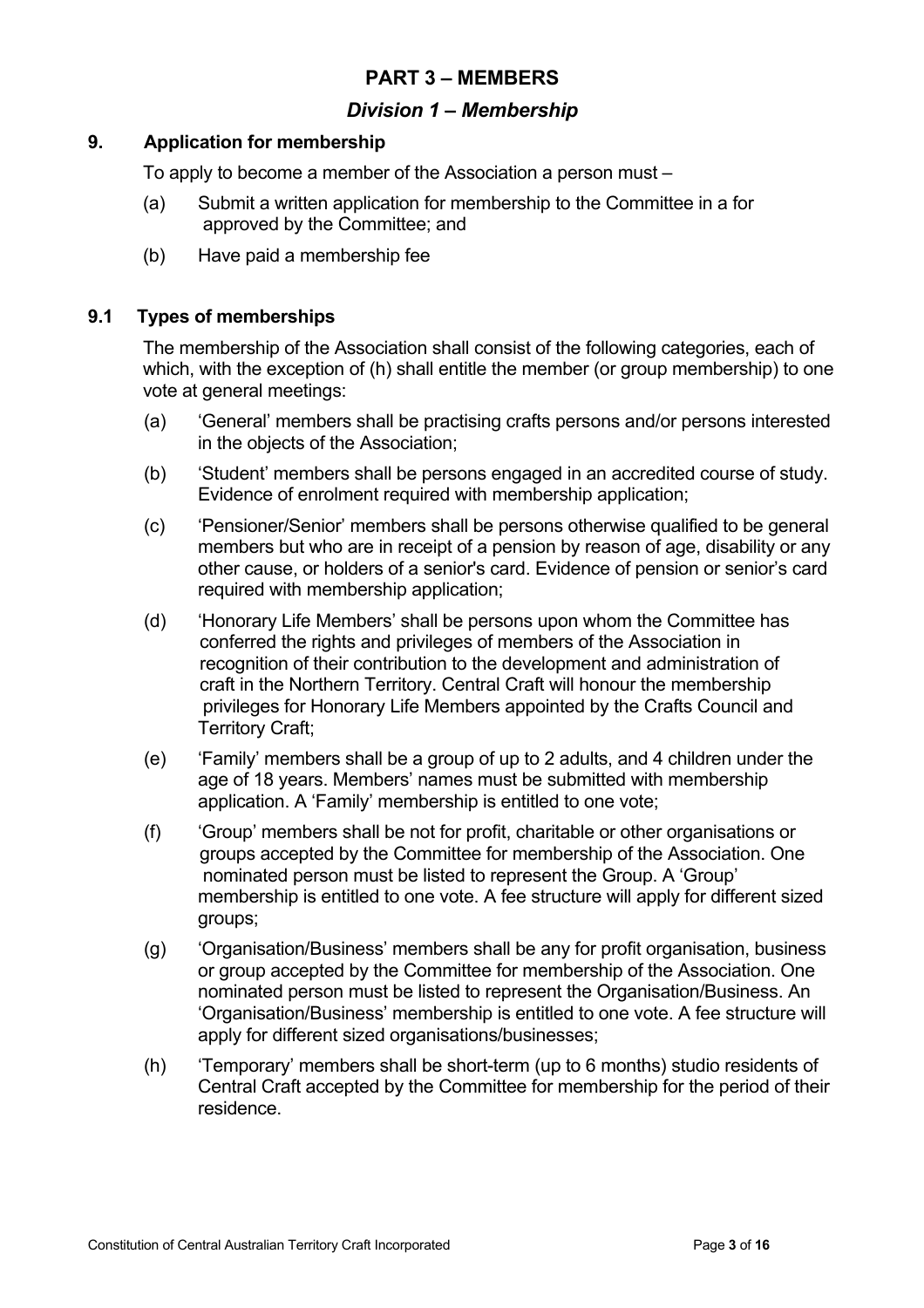# PART 3 – MEMBERS

## *Division 1 – Membership*

### 9. Application for membership

To apply to become a member of the Association a person must –

(a) Submit a written application for membership to the Committee in a for approved by the Committee; and

(b) Have paid a membership fee

### 9.1 Types of memberships

The membership of the Association shall consist of the following categories, each of which, with the exception of (h) shall entitle the member (or group membership) to one vote at general meetings:

(a) 'General' members shall be practising crafts persons and/or persons interested in the objects of the Association;

(b) 'Student' members shall be persons engaged in an accredited course of study. Evidence of enrolment required with membership application;

(c) 'Pensioner/Senior' members shall be persons otherwise qualified to be general members but who are in receipt of a pension by reason of age, disability or any other cause, or holders of a senior's card. Evidence of pension or senior's card required with membership application;

(d) 'Honorary Life Members' shall be persons upon whom the Committee has conferred the rights and privileges of members of the Association in recognition of their contribution to the development and administration of craft in the Northern Territory. Central Craft will honour the membership privileges for Honorary Life Members appointed by the Crafts Council and Territory Craft;

(e) 'Family' members shall be a group of up to 2 adults, and 4 children under the age of 18 years. Members' names must be submitted with membership application. A 'Family' membership is entitled to one vote;

(f) 'Group' members shall be not for profit, charitable or other organisations or groups accepted by the Committee for membership of the Association. One nominated person must be listed to represent the Group. A 'Group' membership is entitled to one vote. A fee structure will apply for different sized groups;

(g) 'Organisation/Business' members shall be any for profit organisation, business or group accepted by the Committee for membership of the Association. One nominated person must be listed to represent the Organisation/Business. An 'Organisation/Business' membership is entitled to one vote. A fee structure will apply for different sized organisations/businesses;

(h) 'Temporary' members shall be short-term (up to 6 months) studio residents of Central Craft accepted by the Committee for membership for the period of their residence.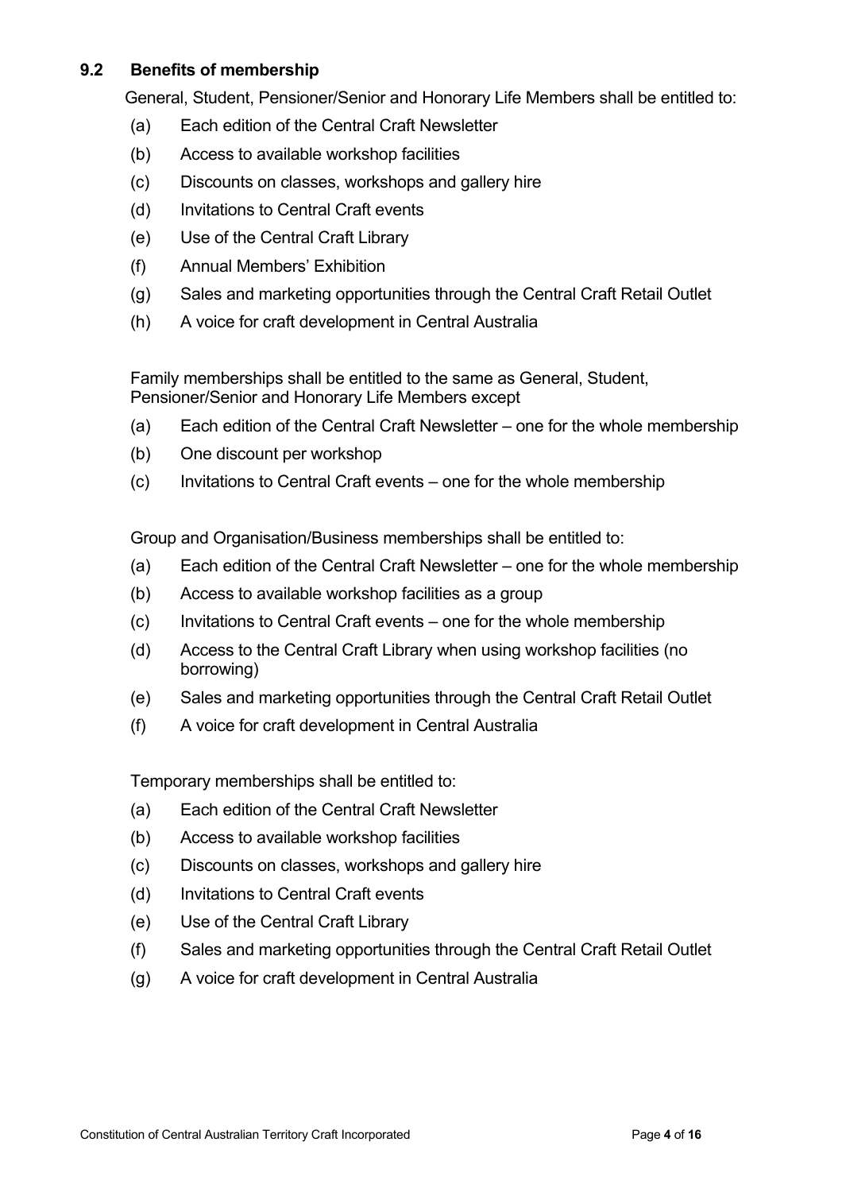### 9.2 Benefits of membership

General, Student, Pensioner/Senior and Honorary Life Members shall be entitled to:

(a) Each edition of the Central Craft Newsletter

(b) Access to available workshop facilities

(c) Discounts on classes, workshops and gallery hire

(d) Invitations to Central Craft events

(e) Use of the Central Craft Library

(f) Annual Members' Exhibition

(g) Sales and marketing opportunities through the Central Craft Retail Outlet

(h) A voice for craft development in Central Australia

Family memberships shall be entitled to the same as General, Student, Pensioner/Senior and Honorary Life Members except

(a) Each edition of the Central Craft Newsletter – one for the whole membership

(b) One discount per workshop

(c) Invitations to Central Craft events – one for the whole membership

Group and Organisation/Business memberships shall be entitled to:

(a) Each edition of the Central Craft Newsletter – one for the whole membership

(b) Access to available workshop facilities as a group

(c) Invitations to Central Craft events – one for the whole membership

(d) Access to the Central Craft Library when using workshop facilities (no borrowing)

(e) Sales and marketing opportunities through the Central Craft Retail Outlet

(f) A voice for craft development in Central Australia

Temporary memberships shall be entitled to:

(a) Each edition of the Central Craft Newsletter

(b) Access to available workshop facilities

(c) Discounts on classes, workshops and gallery hire

(d) Invitations to Central Craft events

(e) Use of the Central Craft Library

(f) Sales and marketing opportunities through the Central Craft Retail Outlet

(g) A voice for craft development in Central Australia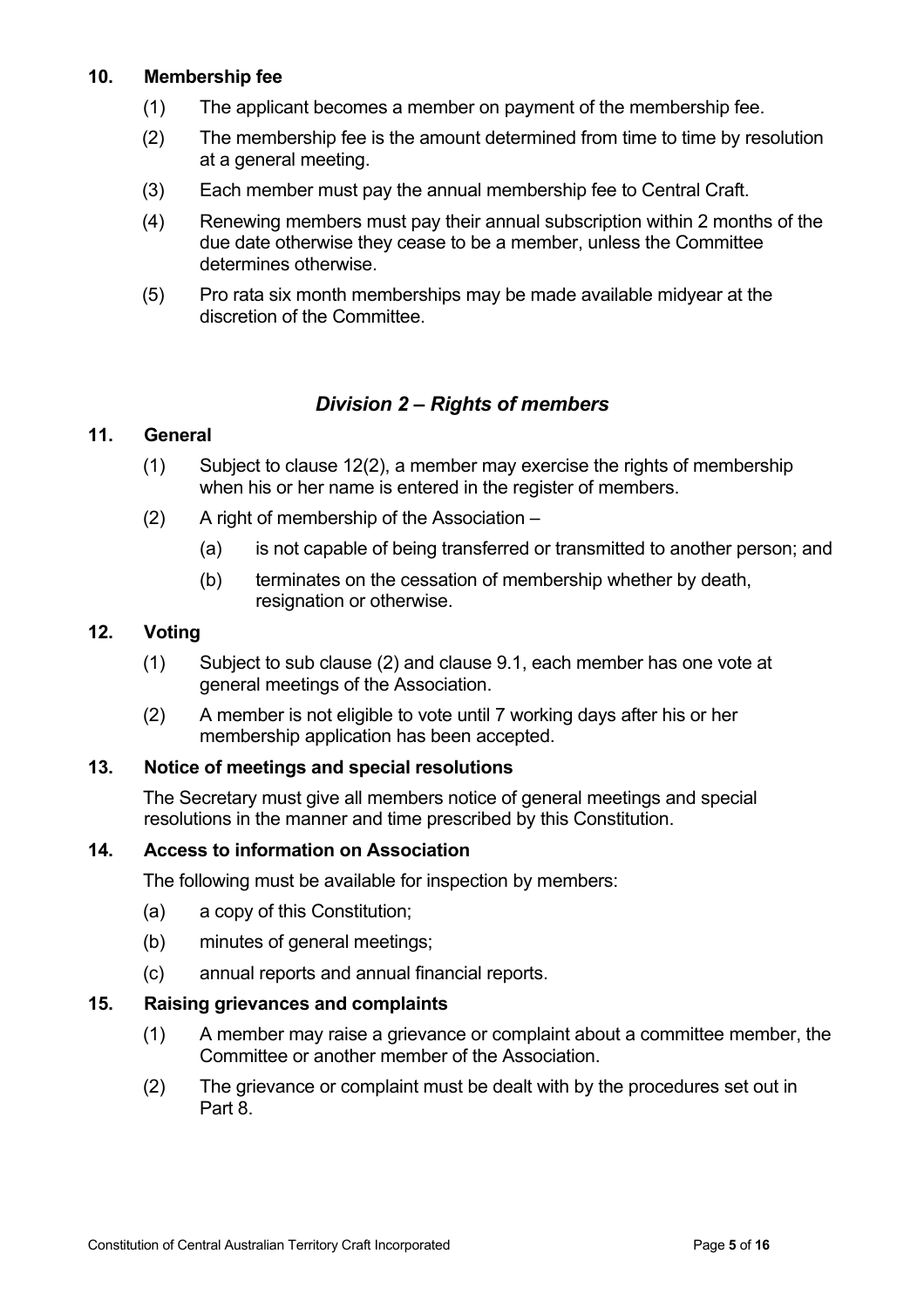### 10. Membership fee

(1) The applicant becomes a member on payment of the membership fee.

(2) The membership fee is the amount determined from time to time by resolution at a general meeting.

(3) Each member must pay the annual membership fee to Central Craft.

(4) Renewing members must pay their annual subscription within 2 months of the due date otherwise they cease to be a member, unless the Committee determines otherwise.

(5) Pro rata six month memberships may be made available midyear at the discretion of the Committee.

## *Division 2 – Rights of members*

### 11. General

(1) Subject to clause 12(2), a member may exercise the rights of membership when his or her name is entered in the register of members.

(2) A right of membership of the Association –

- (a) is not capable of being transferred or transmitted to another person; and
- (b) terminates on the cessation of membership whether by death, resignation or otherwise.

### 12. Voting

(1) Subject to sub clause (2) and clause 9.1, each member has one vote at general meetings of the Association.

(2) A member is not eligible to vote until 7 working days after his or her membership application has been accepted.

### 13. Notice of meetings and special resolutions

The Secretary must give all members notice of general meetings and special resolutions in the manner and time prescribed by this Constitution.

### 14. Access to information on Association

The following must be available for inspection by members:

- (a) a copy of this Constitution;
- (b) minutes of general meetings;
- (c) annual reports and annual financial reports.

### 15. Raising grievances and complaints

(1) A member may raise a grievance or complaint about a committee member, the Committee or another member of the Association.

(2) The grievance or complaint must be dealt with by the procedures set out in Part 8.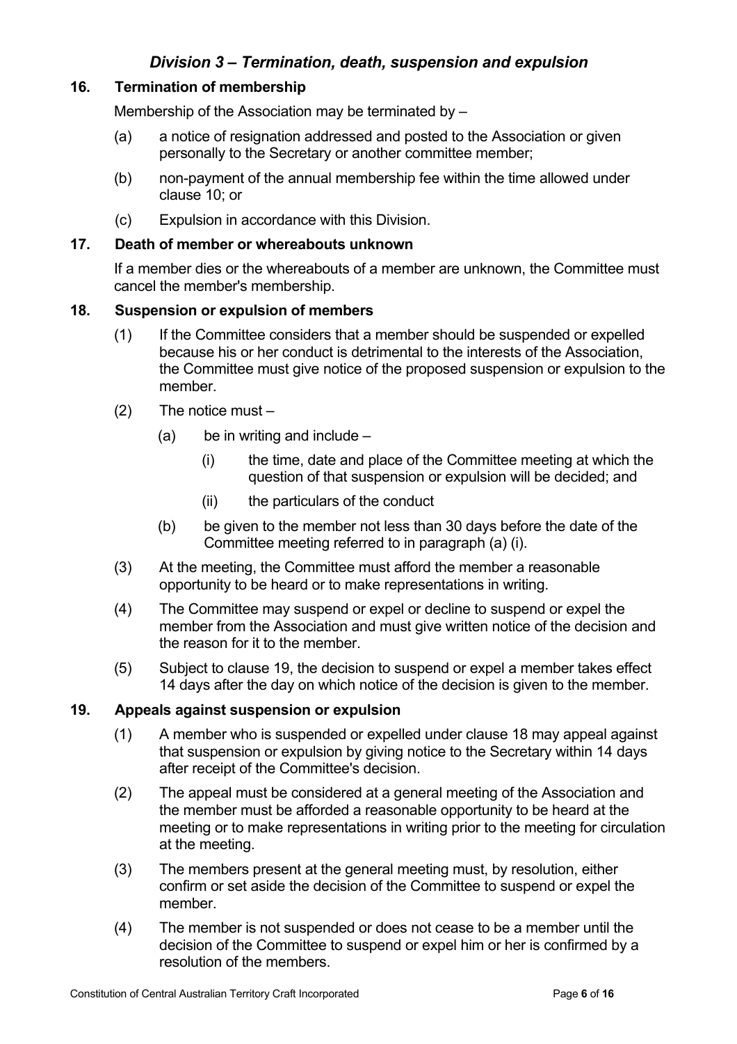## *Division 3 – Termination, death, suspension and expulsion*

### 16. Termination of membership

Membership of the Association may be terminated by –

- (a) a notice of resignation addressed and posted to the Association or given personally to the Secretary or another committee member;
- (b) non-payment of the annual membership fee within the time allowed under clause 10; or
- (c) Expulsion in accordance with this Division.

### 17. Death of member or whereabouts unknown

If a member dies or the whereabouts of a member are unknown, the Committee must cancel the member's membership.

### 18. Suspension or expulsion of members

(1) If the Committee considers that a member should be suspended or expelled because his or her conduct is detrimental to the interests of the Association, the Committee must give notice of the proposed suspension or expulsion to the member.

(2) The notice must –

- (a) be in writing and include –
  - (i) the time, date and place of the Committee meeting at which the question of that suspension or expulsion will be decided; and
  - (ii) the particulars of the conduct
- (b) be given to the member not less than 30 days before the date of the Committee meeting referred to in paragraph (a) (i).

(3) At the meeting, the Committee must afford the member a reasonable opportunity to be heard or to make representations in writing.

(4) The Committee may suspend or expel or decline to suspend or expel the member from the Association and must give written notice of the decision and the reason for it to the member.

(5) Subject to clause 19, the decision to suspend or expel a member takes effect 14 days after the day on which notice of the decision is given to the member.

### 19. Appeals against suspension or expulsion

(1) A member who is suspended or expelled under clause 18 may appeal against that suspension or expulsion by giving notice to the Secretary within 14 days after receipt of the Committee's decision.

(2) The appeal must be considered at a general meeting of the Association and the member must be afforded a reasonable opportunity to be heard at the meeting or to make representations in writing prior to the meeting for circulation at the meeting.

(3) The members present at the general meeting must, by resolution, either confirm or set aside the decision of the Committee to suspend or expel the member.

(4) The member is not suspended or does not cease to be a member until the decision of the Committee to suspend or expel him or her is confirmed by a resolution of the members.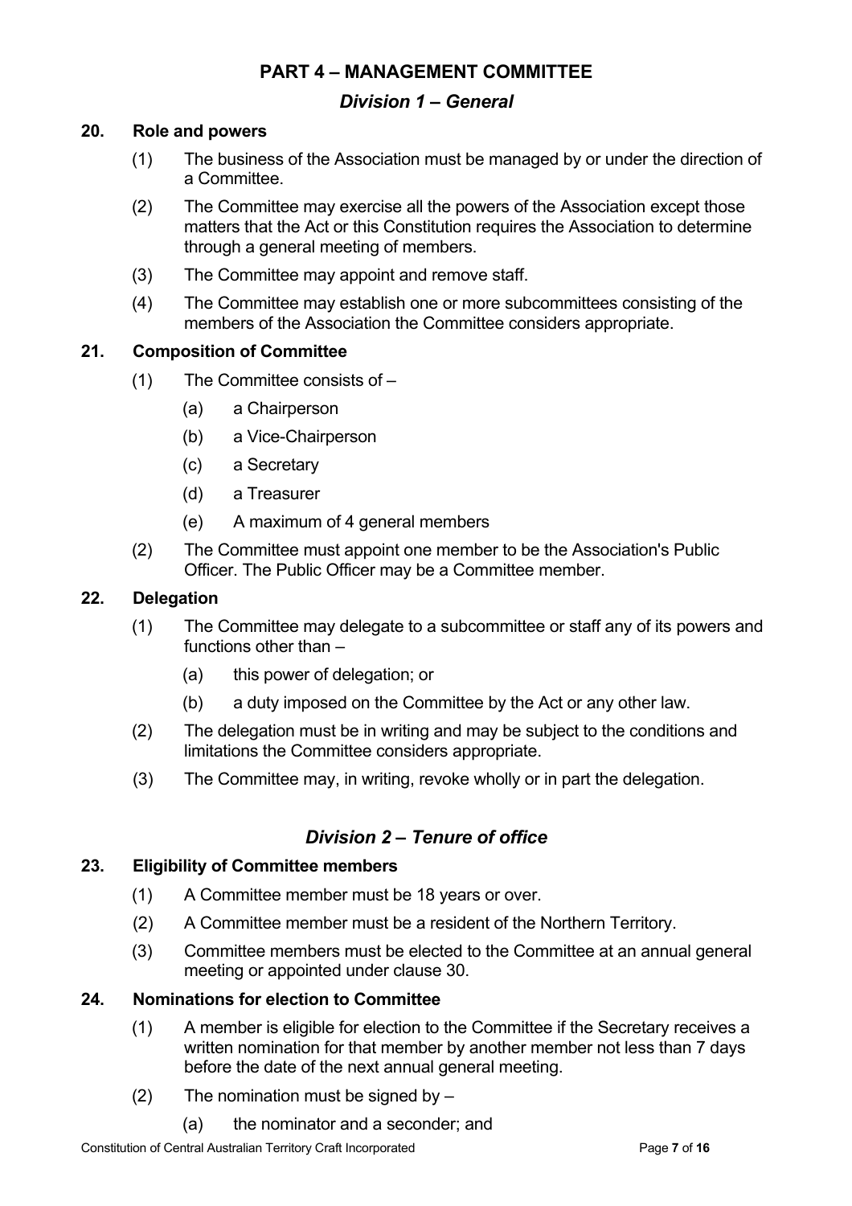## PART 4 – MANAGEMENT COMMITTEE

### *Division 1 – General*

**20. Role and powers**

(1) The business of the Association must be managed by or under the direction of a Committee.

(2) The Committee may exercise all the powers of the Association except those matters that the Act or this Constitution requires the Association to determine through a general meeting of members.

(3) The Committee may appoint and remove staff.

(4) The Committee may establish one or more subcommittees consisting of the members of the Association the Committee considers appropriate.

**21. Composition of Committee**

(1) The Committee consists of –

(a) a Chairperson

(b) a Vice-Chairperson

(c) a Secretary

(d) a Treasurer

(e) A maximum of 4 general members

(2) The Committee must appoint one member to be the Association's Public Officer. The Public Officer may be a Committee member.

**22. Delegation**

(1) The Committee may delegate to a subcommittee or staff any of its powers and functions other than –

(a) this power of delegation; or

(b) a duty imposed on the Committee by the Act or any other law.

(2) The delegation must be in writing and may be subject to the conditions and limitations the Committee considers appropriate.

(3) The Committee may, in writing, revoke wholly or in part the delegation.

### *Division 2 – Tenure of office*

**23. Eligibility of Committee members**

(1) A Committee member must be 18 years or over.

(2) A Committee member must be a resident of the Northern Territory.

(3) Committee members must be elected to the Committee at an annual general meeting or appointed under clause 30.

**24. Nominations for election to Committee**

(1) A member is eligible for election to the Committee if the Secretary receives a written nomination for that member by another member not less than 7 days before the date of the next annual general meeting.

(2) The nomination must be signed by –

(a) the nominator and a seconder; and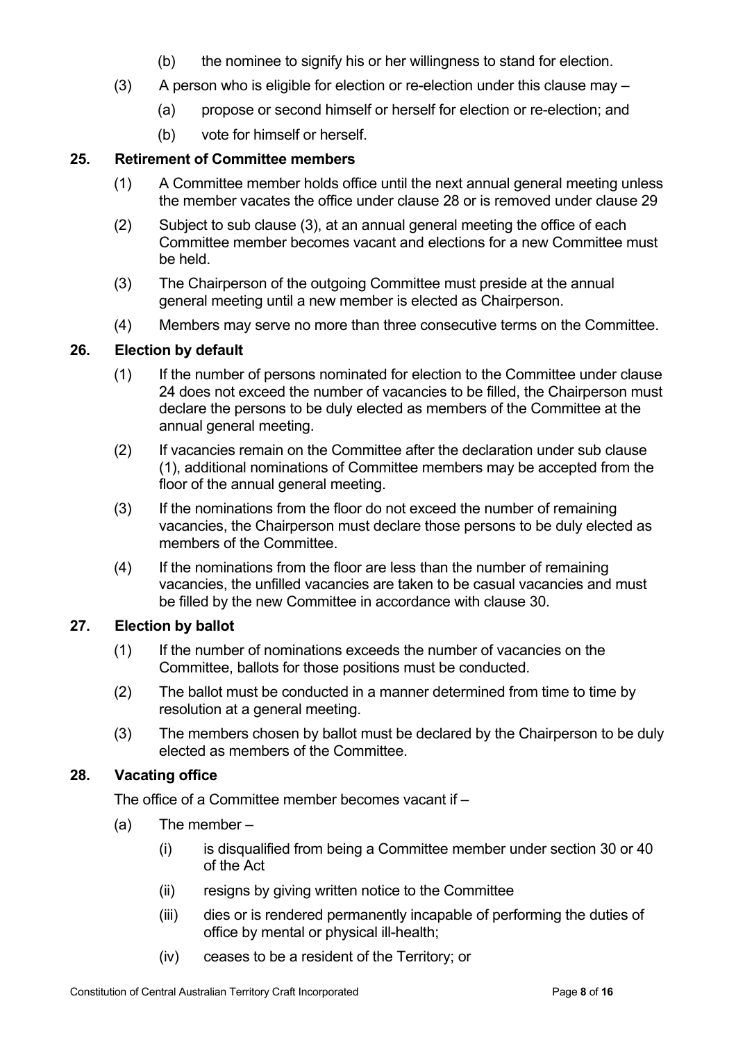(b) the nominee to signify his or her willingness to stand for election.

(3) A person who is eligible for election or re-election under this clause may –

(a) propose or second himself or herself for election or re-election; and

(b) vote for himself or herself.

### 25. Retirement of Committee members

(1) A Committee member holds office until the next annual general meeting unless the member vacates the office under clause 28 or is removed under clause 29

(2) Subject to sub clause (3), at an annual general meeting the office of each Committee member becomes vacant and elections for a new Committee must be held.

(3) The Chairperson of the outgoing Committee must preside at the annual general meeting until a new member is elected as Chairperson.

(4) Members may serve no more than three consecutive terms on the Committee.

### 26. Election by default

(1) If the number of persons nominated for election to the Committee under clause 24 does not exceed the number of vacancies to be filled, the Chairperson must declare the persons to be duly elected as members of the Committee at the annual general meeting.

(2) If vacancies remain on the Committee after the declaration under sub clause (1), additional nominations of Committee members may be accepted from the floor of the annual general meeting.

(3) If the nominations from the floor do not exceed the number of remaining vacancies, the Chairperson must declare those persons to be duly elected as members of the Committee.

(4) If the nominations from the floor are less than the number of remaining vacancies, the unfilled vacancies are taken to be casual vacancies and must be filled by the new Committee in accordance with clause 30.

### 27. Election by ballot

(1) If the number of nominations exceeds the number of vacancies on the Committee, ballots for those positions must be conducted.

(2) The ballot must be conducted in a manner determined from time to time by resolution at a general meeting.

(3) The members chosen by ballot must be declared by the Chairperson to be duly elected as members of the Committee.

### 28. Vacating office

The office of a Committee member becomes vacant if –

(a) The member –

(i) is disqualified from being a Committee member under section 30 or 40 of the Act

(ii) resigns by giving written notice to the Committee

(iii) dies or is rendered permanently incapable of performing the duties of office by mental or physical ill-health;

(iv) ceases to be a resident of the Territory; or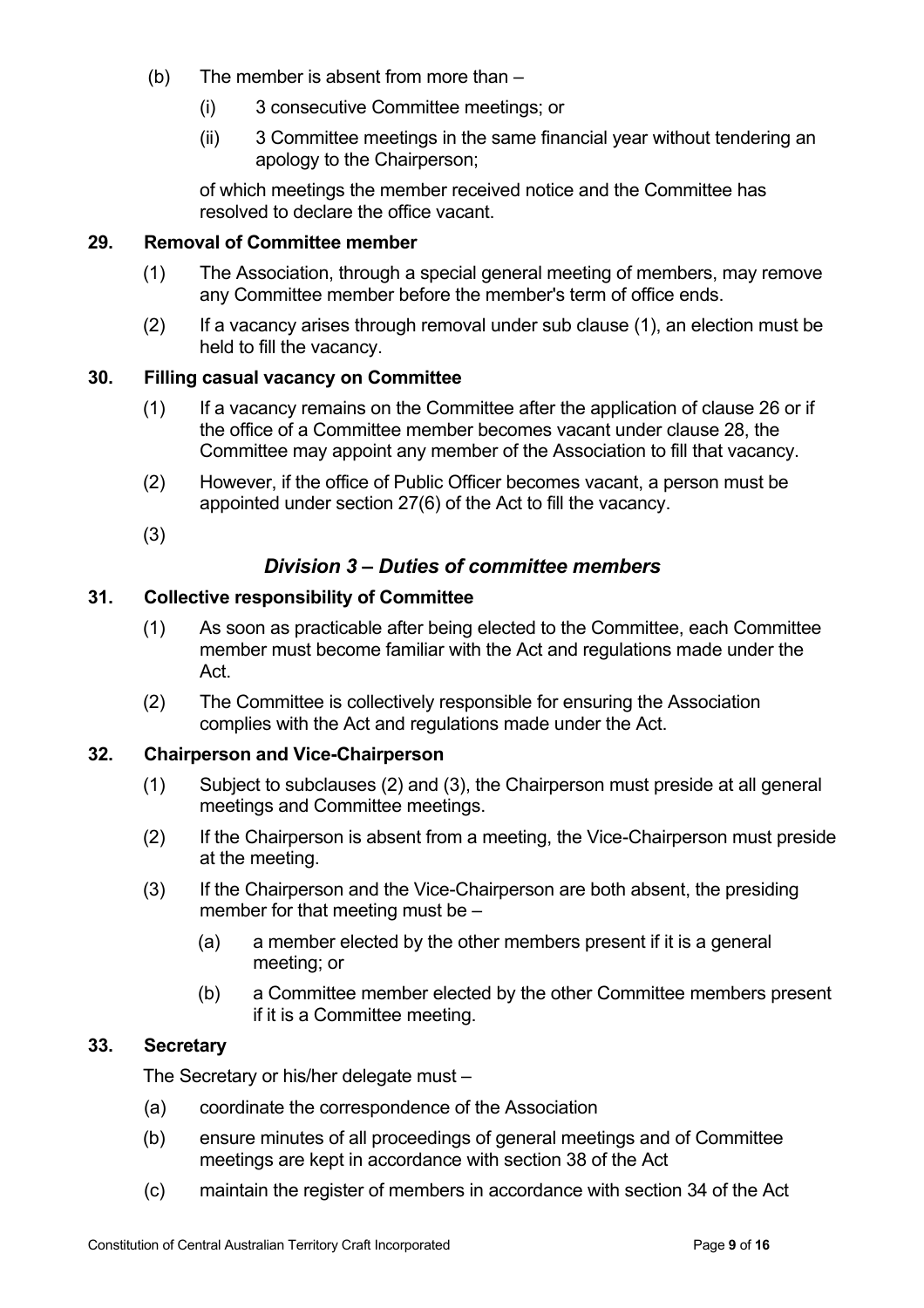(b) The member is absent from more than –

  (i) 3 consecutive Committee meetings; or

  (ii) 3 Committee meetings in the same financial year without tendering an apology to the Chairperson;

  of which meetings the member received notice and the Committee has resolved to declare the office vacant.

**29. Removal of Committee member**

(1) The Association, through a special general meeting of members, may remove any Committee member before the member's term of office ends.

(2) If a vacancy arises through removal under sub clause (1), an election must be held to fill the vacancy.

**30. Filling casual vacancy on Committee**

(1) If a vacancy remains on the Committee after the application of clause 26 or if the office of a Committee member becomes vacant under clause 28, the Committee may appoint any member of the Association to fill that vacancy.

(2) However, if the office of Public Officer becomes vacant, a person must be appointed under section 27(6) of the Act to fill the vacancy.

(3)

## *Division 3 – Duties of committee members*

**31. Collective responsibility of Committee**

(1) As soon as practicable after being elected to the Committee, each Committee member must become familiar with the Act and regulations made under the Act.

(2) The Committee is collectively responsible for ensuring the Association complies with the Act and regulations made under the Act.

**32. Chairperson and Vice-Chairperson**

(1) Subject to subclauses (2) and (3), the Chairperson must preside at all general meetings and Committee meetings.

(2) If the Chairperson is absent from a meeting, the Vice-Chairperson must preside at the meeting.

(3) If the Chairperson and the Vice-Chairperson are both absent, the presiding member for that meeting must be –

  (a) a member elected by the other members present if it is a general meeting; or

  (b) a Committee member elected by the other Committee members present if it is a Committee meeting.

**33. Secretary**

The Secretary or his/her delegate must –

(a) coordinate the correspondence of the Association

(b) ensure minutes of all proceedings of general meetings and of Committee meetings are kept in accordance with section 38 of the Act

(c) maintain the register of members in accordance with section 34 of the Act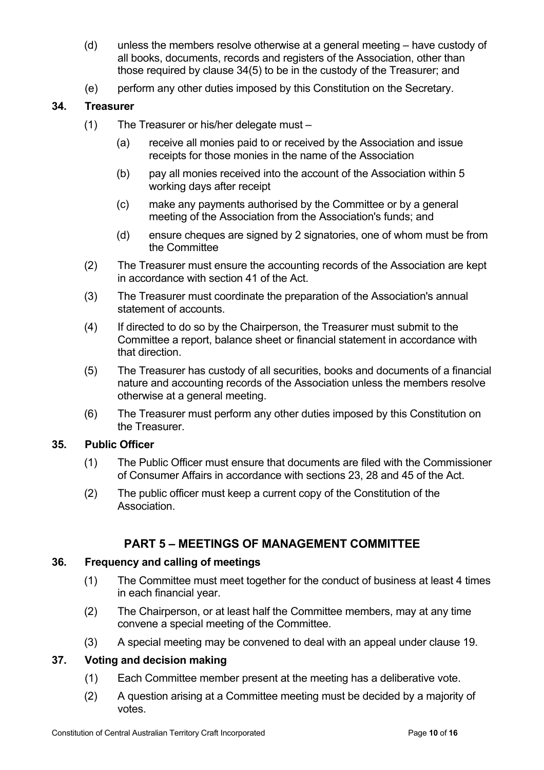(d) unless the members resolve otherwise at a general meeting – have custody of all books, documents, records and registers of the Association, other than those required by clause 34(5) to be in the custody of the Treasurer; and

(e) perform any other duties imposed by this Constitution on the Secretary.

### 34. Treasurer

(1) The Treasurer or his/her delegate must –

  (a) receive all monies paid to or received by the Association and issue receipts for those monies in the name of the Association

  (b) pay all monies received into the account of the Association within 5 working days after receipt

  (c) make any payments authorised by the Committee or by a general meeting of the Association from the Association's funds; and

  (d) ensure cheques are signed by 2 signatories, one of whom must be from the Committee

(2) The Treasurer must ensure the accounting records of the Association are kept in accordance with section 41 of the Act.

(3) The Treasurer must coordinate the preparation of the Association's annual statement of accounts.

(4) If directed to do so by the Chairperson, the Treasurer must submit to the Committee a report, balance sheet or financial statement in accordance with that direction.

(5) The Treasurer has custody of all securities, books and documents of a financial nature and accounting records of the Association unless the members resolve otherwise at a general meeting.

(6) The Treasurer must perform any other duties imposed by this Constitution on the Treasurer.

### 35. Public Officer

(1) The Public Officer must ensure that documents are filed with the Commissioner of Consumer Affairs in accordance with sections 23, 28 and 45 of the Act.

(2) The public officer must keep a current copy of the Constitution of the Association.

## PART 5 – MEETINGS OF MANAGEMENT COMMITTEE

### 36. Frequency and calling of meetings

(1) The Committee must meet together for the conduct of business at least 4 times in each financial year.

(2) The Chairperson, or at least half the Committee members, may at any time convene a special meeting of the Committee.

(3) A special meeting may be convened to deal with an appeal under clause 19.

### 37. Voting and decision making

(1) Each Committee member present at the meeting has a deliberative vote.

(2) A question arising at a Committee meeting must be decided by a majority of votes.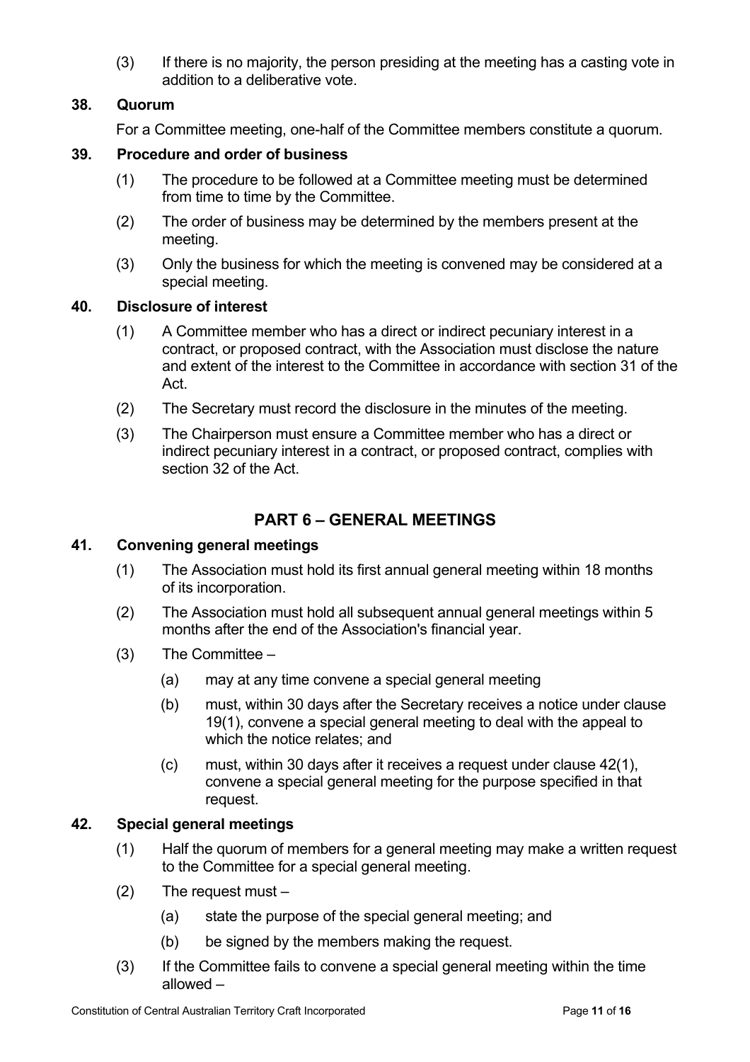(3) If there is no majority, the person presiding at the meeting has a casting vote in addition to a deliberative vote.

### 38. Quorum

For a Committee meeting, one-half of the Committee members constitute a quorum.

### 39. Procedure and order of business

(1) The procedure to be followed at a Committee meeting must be determined from time to time by the Committee.

(2) The order of business may be determined by the members present at the meeting.

(3) Only the business for which the meeting is convened may be considered at a special meeting.

### 40. Disclosure of interest

(1) A Committee member who has a direct or indirect pecuniary interest in a contract, or proposed contract, with the Association must disclose the nature and extent of the interest to the Committee in accordance with section 31 of the Act.

(2) The Secretary must record the disclosure in the minutes of the meeting.

(3) The Chairperson must ensure a Committee member who has a direct or indirect pecuniary interest in a contract, or proposed contract, complies with section 32 of the Act.

## PART 6 – GENERAL MEETINGS

### 41. Convening general meetings

(1) The Association must hold its first annual general meeting within 18 months of its incorporation.

(2) The Association must hold all subsequent annual general meetings within 5 months after the end of the Association's financial year.

(3) The Committee –

(a) may at any time convene a special general meeting

(b) must, within 30 days after the Secretary receives a notice under clause 19(1), convene a special general meeting to deal with the appeal to which the notice relates; and

(c) must, within 30 days after it receives a request under clause 42(1), convene a special general meeting for the purpose specified in that request.

### 42. Special general meetings

(1) Half the quorum of members for a general meeting may make a written request to the Committee for a special general meeting.

(2) The request must –

(a) state the purpose of the special general meeting; and

(b) be signed by the members making the request.

(3) If the Committee fails to convene a special general meeting within the time allowed –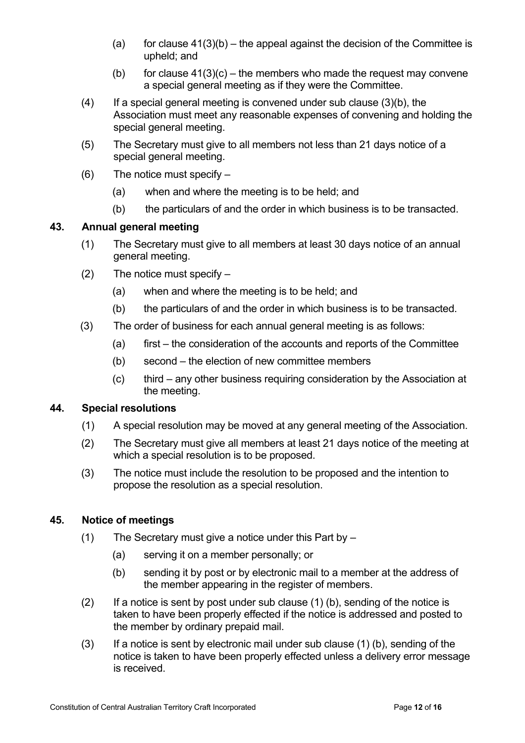(a) for clause 41(3)(b) – the appeal against the decision of the Committee is upheld; and

(b) for clause 41(3)(c) – the members who made the request may convene a special general meeting as if they were the Committee.

(4) If a special general meeting is convened under sub clause (3)(b), the Association must meet any reasonable expenses of convening and holding the special general meeting.

(5) The Secretary must give to all members not less than 21 days notice of a special general meeting.

(6) The notice must specify –

(a) when and where the meeting is to be held; and

(b) the particulars of and the order in which business is to be transacted.

### 43. Annual general meeting

(1) The Secretary must give to all members at least 30 days notice of an annual general meeting.

(2) The notice must specify –

(a) when and where the meeting is to be held; and

(b) the particulars of and the order in which business is to be transacted.

(3) The order of business for each annual general meeting is as follows:

(a) first – the consideration of the accounts and reports of the Committee

(b) second – the election of new committee members

(c) third – any other business requiring consideration by the Association at the meeting.

### 44. Special resolutions

(1) A special resolution may be moved at any general meeting of the Association.

(2) The Secretary must give all members at least 21 days notice of the meeting at which a special resolution is to be proposed.

(3) The notice must include the resolution to be proposed and the intention to propose the resolution as a special resolution.

### 45. Notice of meetings

(1) The Secretary must give a notice under this Part by –

(a) serving it on a member personally; or

(b) sending it by post or by electronic mail to a member at the address of the member appearing in the register of members.

(2) If a notice is sent by post under sub clause (1) (b), sending of the notice is taken to have been properly effected if the notice is addressed and posted to the member by ordinary prepaid mail.

(3) If a notice is sent by electronic mail under sub clause (1) (b), sending of the notice is taken to have been properly effected unless a delivery error message is received.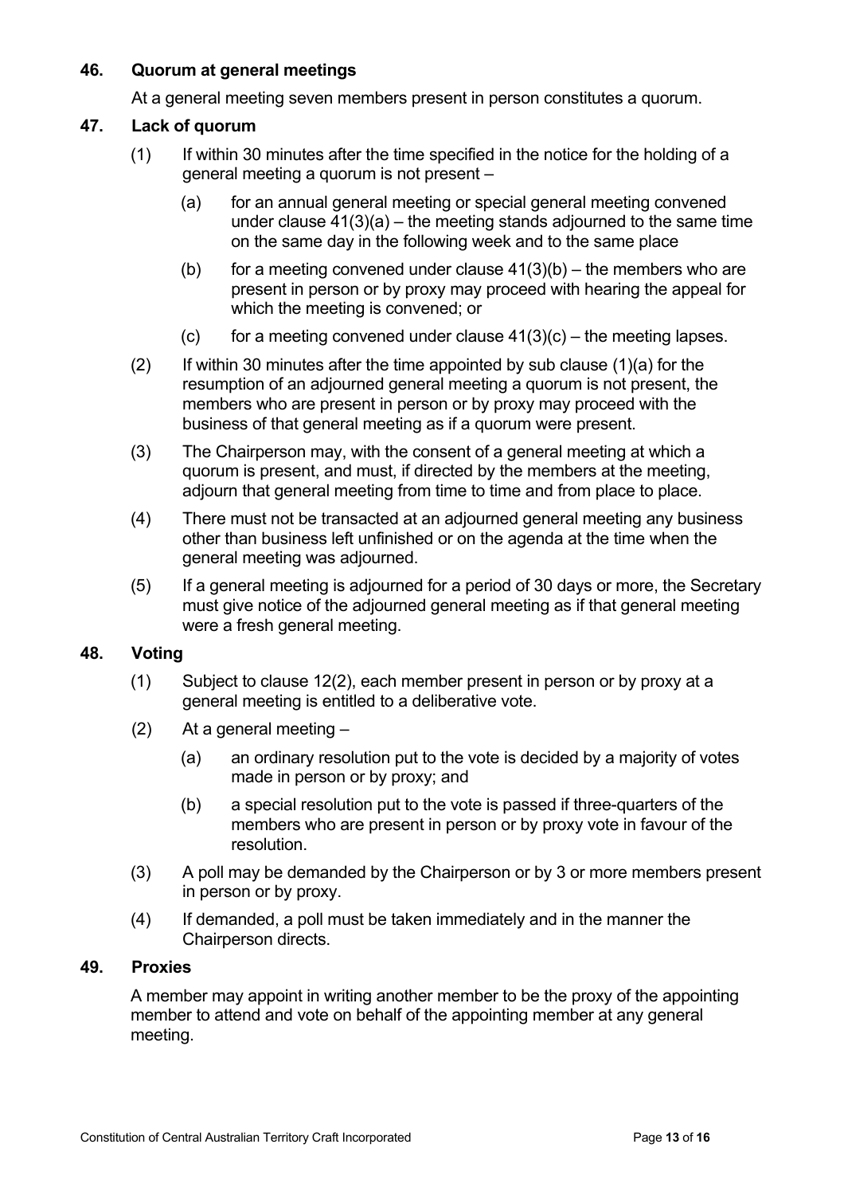### 46. Quorum at general meetings

At a general meeting seven members present in person constitutes a quorum.

### 47. Lack of quorum

(1) If within 30 minutes after the time specified in the notice for the holding of a general meeting a quorum is not present –

(a) for an annual general meeting or special general meeting convened under clause 41(3)(a) – the meeting stands adjourned to the same time on the same day in the following week and to the same place

(b) for a meeting convened under clause 41(3)(b) – the members who are present in person or by proxy may proceed with hearing the appeal for which the meeting is convened; or

(c) for a meeting convened under clause 41(3)(c) – the meeting lapses.

(2) If within 30 minutes after the time appointed by sub clause (1)(a) for the resumption of an adjourned general meeting a quorum is not present, the members who are present in person or by proxy may proceed with the business of that general meeting as if a quorum were present.

(3) The Chairperson may, with the consent of a general meeting at which a quorum is present, and must, if directed by the members at the meeting, adjourn that general meeting from time to time and from place to place.

(4) There must not be transacted at an adjourned general meeting any business other than business left unfinished or on the agenda at the time when the general meeting was adjourned.

(5) If a general meeting is adjourned for a period of 30 days or more, the Secretary must give notice of the adjourned general meeting as if that general meeting were a fresh general meeting.

### 48. Voting

(1) Subject to clause 12(2), each member present in person or by proxy at a general meeting is entitled to a deliberative vote.

(2) At a general meeting –

(a) an ordinary resolution put to the vote is decided by a majority of votes made in person or by proxy; and

(b) a special resolution put to the vote is passed if three-quarters of the members who are present in person or by proxy vote in favour of the resolution.

(3) A poll may be demanded by the Chairperson or by 3 or more members present in person or by proxy.

(4) If demanded, a poll must be taken immediately and in the manner the Chairperson directs.

### 49. Proxies

A member may appoint in writing another member to be the proxy of the appointing member to attend and vote on behalf of the appointing member at any general meeting.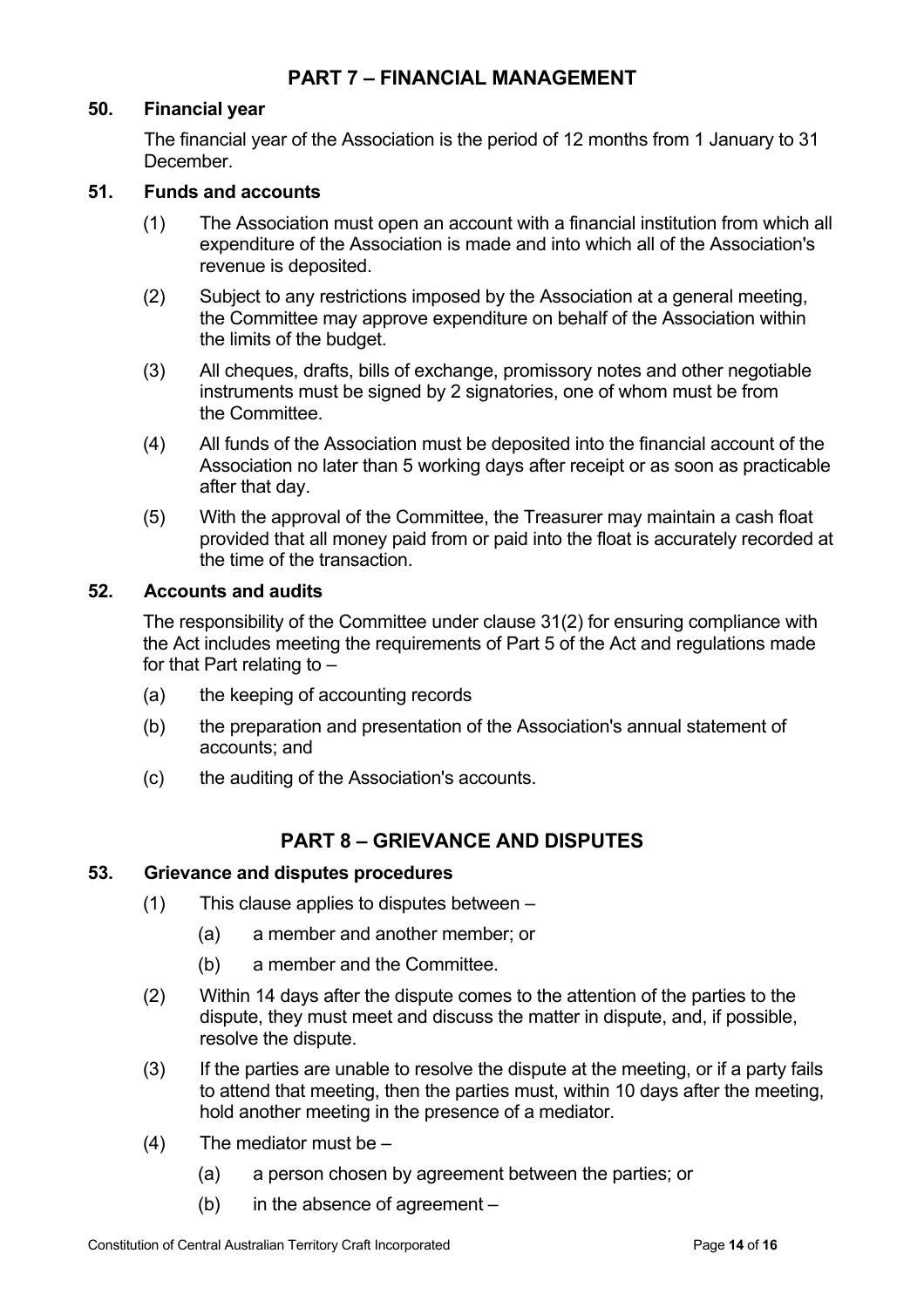## PART 7 – FINANCIAL MANAGEMENT

### 50. Financial year

The financial year of the Association is the period of 12 months from 1 January to 31 December.

### 51. Funds and accounts

(1) The Association must open an account with a financial institution from which all expenditure of the Association is made and into which all of the Association's revenue is deposited.

(2) Subject to any restrictions imposed by the Association at a general meeting, the Committee may approve expenditure on behalf of the Association within the limits of the budget.

(3) All cheques, drafts, bills of exchange, promissory notes and other negotiable instruments must be signed by 2 signatories, one of whom must be from the Committee.

(4) All funds of the Association must be deposited into the financial account of the Association no later than 5 working days after receipt or as soon as practicable after that day.

(5) With the approval of the Committee, the Treasurer may maintain a cash float provided that all money paid from or paid into the float is accurately recorded at the time of the transaction.

### 52. Accounts and audits

The responsibility of the Committee under clause 31(2) for ensuring compliance with the Act includes meeting the requirements of Part 5 of the Act and regulations made for that Part relating to –

(a) the keeping of accounting records

(b) the preparation and presentation of the Association's annual statement of accounts; and

(c) the auditing of the Association's accounts.

## PART 8 – GRIEVANCE AND DISPUTES

### 53. Grievance and disputes procedures

(1) This clause applies to disputes between –

   (a) a member and another member; or

   (b) a member and the Committee.

(2) Within 14 days after the dispute comes to the attention of the parties to the dispute, they must meet and discuss the matter in dispute, and, if possible, resolve the dispute.

(3) If the parties are unable to resolve the dispute at the meeting, or if a party fails to attend that meeting, then the parties must, within 10 days after the meeting, hold another meeting in the presence of a mediator.

(4) The mediator must be –

   (a) a person chosen by agreement between the parties; or

   (b) in the absence of agreement –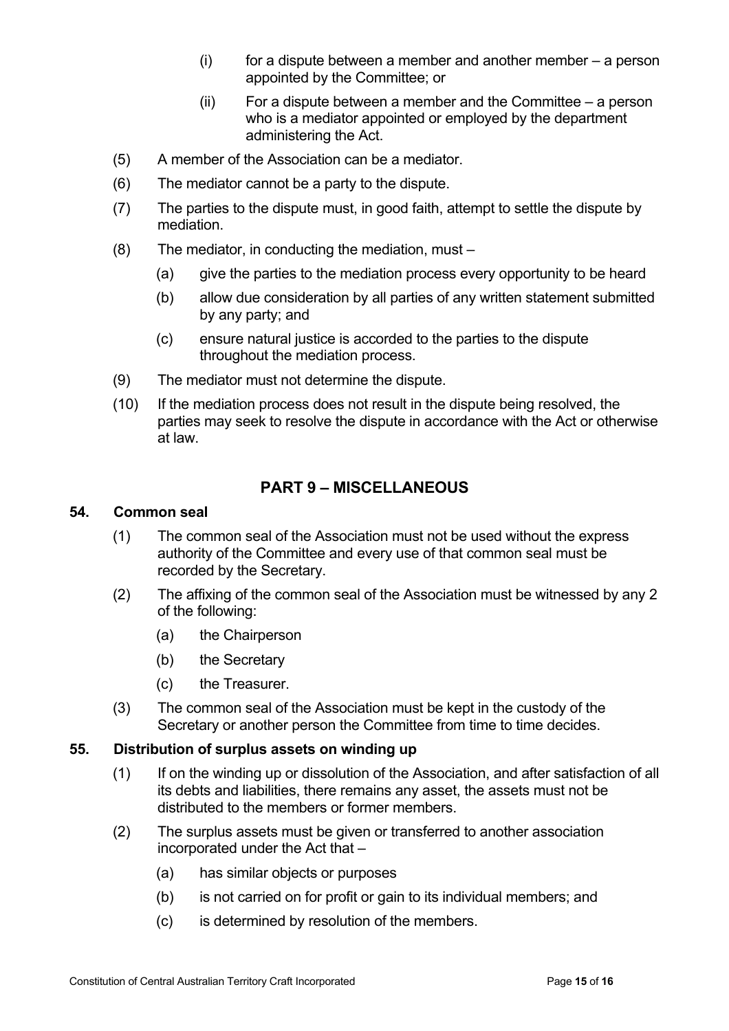(i) for a dispute between a member and another member – a person appointed by the Committee; or

(ii) For a dispute between a member and the Committee – a person who is a mediator appointed or employed by the department administering the Act.

(5) A member of the Association can be a mediator.

(6) The mediator cannot be a party to the dispute.

(7) The parties to the dispute must, in good faith, attempt to settle the dispute by mediation.

(8) The mediator, in conducting the mediation, must –

(a) give the parties to the mediation process every opportunity to be heard

(b) allow due consideration by all parties of any written statement submitted by any party; and

(c) ensure natural justice is accorded to the parties to the dispute throughout the mediation process.

(9) The mediator must not determine the dispute.

(10) If the mediation process does not result in the dispute being resolved, the parties may seek to resolve the dispute in accordance with the Act or otherwise at law.

## PART 9 – MISCELLANEOUS

### 54. Common seal

(1) The common seal of the Association must not be used without the express authority of the Committee and every use of that common seal must be recorded by the Secretary.

(2) The affixing of the common seal of the Association must be witnessed by any 2 of the following:

(a) the Chairperson

(b) the Secretary

(c) the Treasurer.

(3) The common seal of the Association must be kept in the custody of the Secretary or another person the Committee from time to time decides.

### 55. Distribution of surplus assets on winding up

(1) If on the winding up or dissolution of the Association, and after satisfaction of all its debts and liabilities, there remains any asset, the assets must not be distributed to the members or former members.

(2) The surplus assets must be given or transferred to another association incorporated under the Act that –

(a) has similar objects or purposes

(b) is not carried on for profit or gain to its individual members; and

(c) is determined by resolution of the members.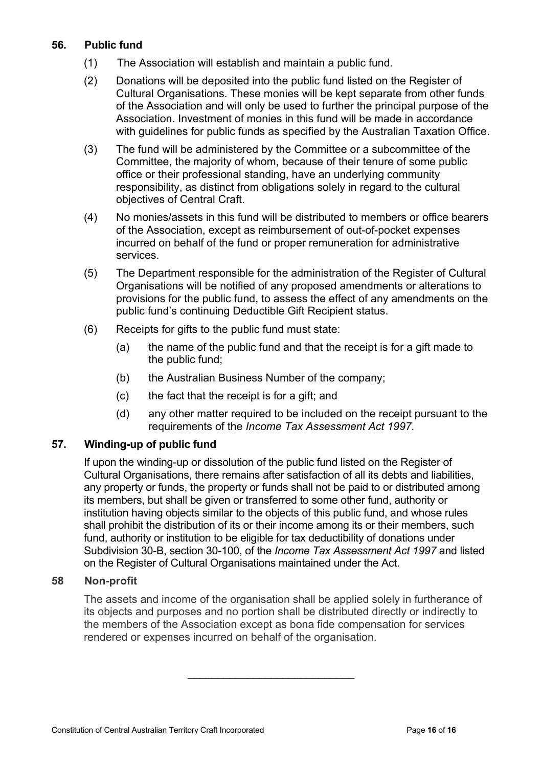## 56. Public fund

(1) The Association will establish and maintain a public fund.

(2) Donations will be deposited into the public fund listed on the Register of Cultural Organisations. These monies will be kept separate from other funds of the Association and will only be used to further the principal purpose of the Association. Investment of monies in this fund will be made in accordance with guidelines for public funds as specified by the Australian Taxation Office.

(3) The fund will be administered by the Committee or a subcommittee of the Committee, the majority of whom, because of their tenure of some public office or their professional standing, have an underlying community responsibility, as distinct from obligations solely in regard to the cultural objectives of Central Craft.

(4) No monies/assets in this fund will be distributed to members or office bearers of the Association, except as reimbursement of out-of-pocket expenses incurred on behalf of the fund or proper remuneration for administrative services.

(5) The Department responsible for the administration of the Register of Cultural Organisations will be notified of any proposed amendments or alterations to provisions for the public fund, to assess the effect of any amendments on the public fund's continuing Deductible Gift Recipient status.

(6) Receipts for gifts to the public fund must state:

(a) the name of the public fund and that the receipt is for a gift made to the public fund;

(b) the Australian Business Number of the company;

(c) the fact that the receipt is for a gift; and

(d) any other matter required to be included on the receipt pursuant to the requirements of the *Income Tax Assessment Act 1997.*

## 57. Winding-up of public fund

If upon the winding-up or dissolution of the public fund listed on the Register of Cultural Organisations, there remains after satisfaction of all its debts and liabilities, any property or funds, the property or funds shall not be paid to or distributed among its members, but shall be given or transferred to some other fund, authority or institution having objects similar to the objects of this public fund, and whose rules shall prohibit the distribution of its or their income among its or their members, such fund, authority or institution to be eligible for tax deductibility of donations under Subdivision 30-B, section 30-100, of the *Income Tax Assessment Act 1997* and listed on the Register of Cultural Organisations maintained under the Act.

## 58 Non-profit

The assets and income of the organisation shall be applied solely in furtherance of its objects and purposes and no portion shall be distributed directly or indirectly to the members of the Association except as bona fide compensation for services rendered or expenses incurred on behalf of the organisation.

---